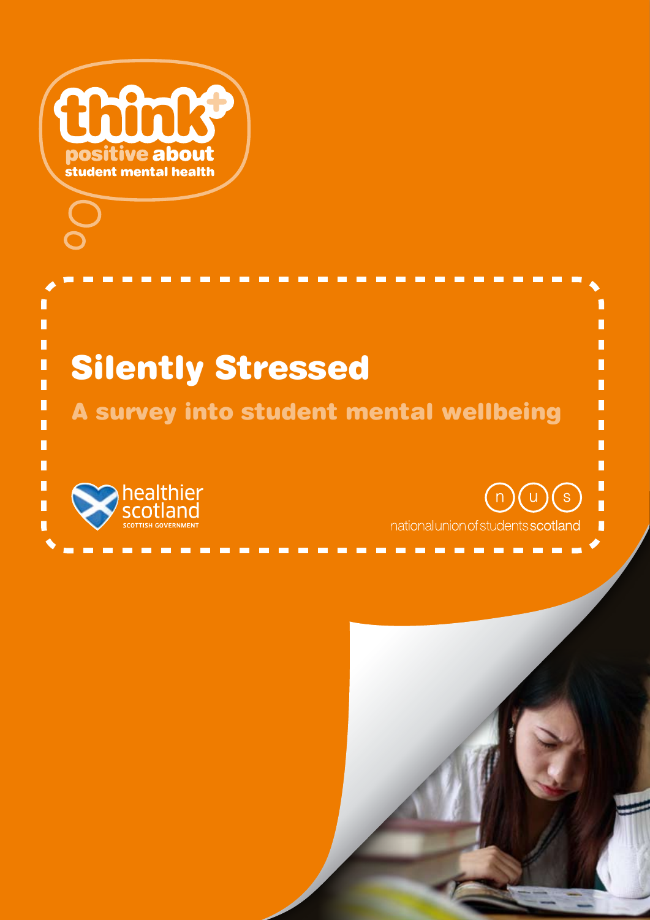think+ positive about student mental health

# Silently Stressed

## A survey into student mental wellbeing

healthier scotland
SCOTTISH GOVERNMENT

nus
national union of students scotland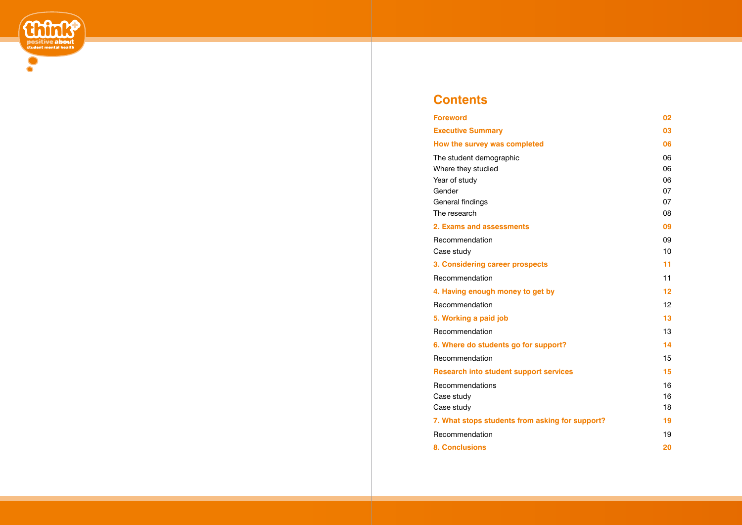## Contents

| | |
|---|---|
| **Foreword** | **02** |
| **Executive Summary** | **03** |
| **How the survey was completed** | **06** |
| The student demographic | 06 |
| Where they studied | 06 |
| Year of study | 06 |
| Gender | 07 |
| General findings | 07 |
| The research | 08 |
| **2. Exams and assessments** | **09** |
| Recommendation | 09 |
| Case study | 10 |
| **3. Considering career prospects** | **11** |
| Recommendation | 11 |
| **4. Having enough money to get by** | **12** |
| Recommendation | 12 |
| **5. Working a paid job** | **13** |
| Recommendation | 13 |
| **6. Where do students go for support?** | **14** |
| Recommendation | 15 |
| **Research into student support services** | **15** |
| Recommendations | 16 |
| Case study | 16 |
| Case study | 18 |
| **7. What stops students from asking for support?** | **19** |
| Recommendation | 19 |
| **8. Conclusions** | **20** |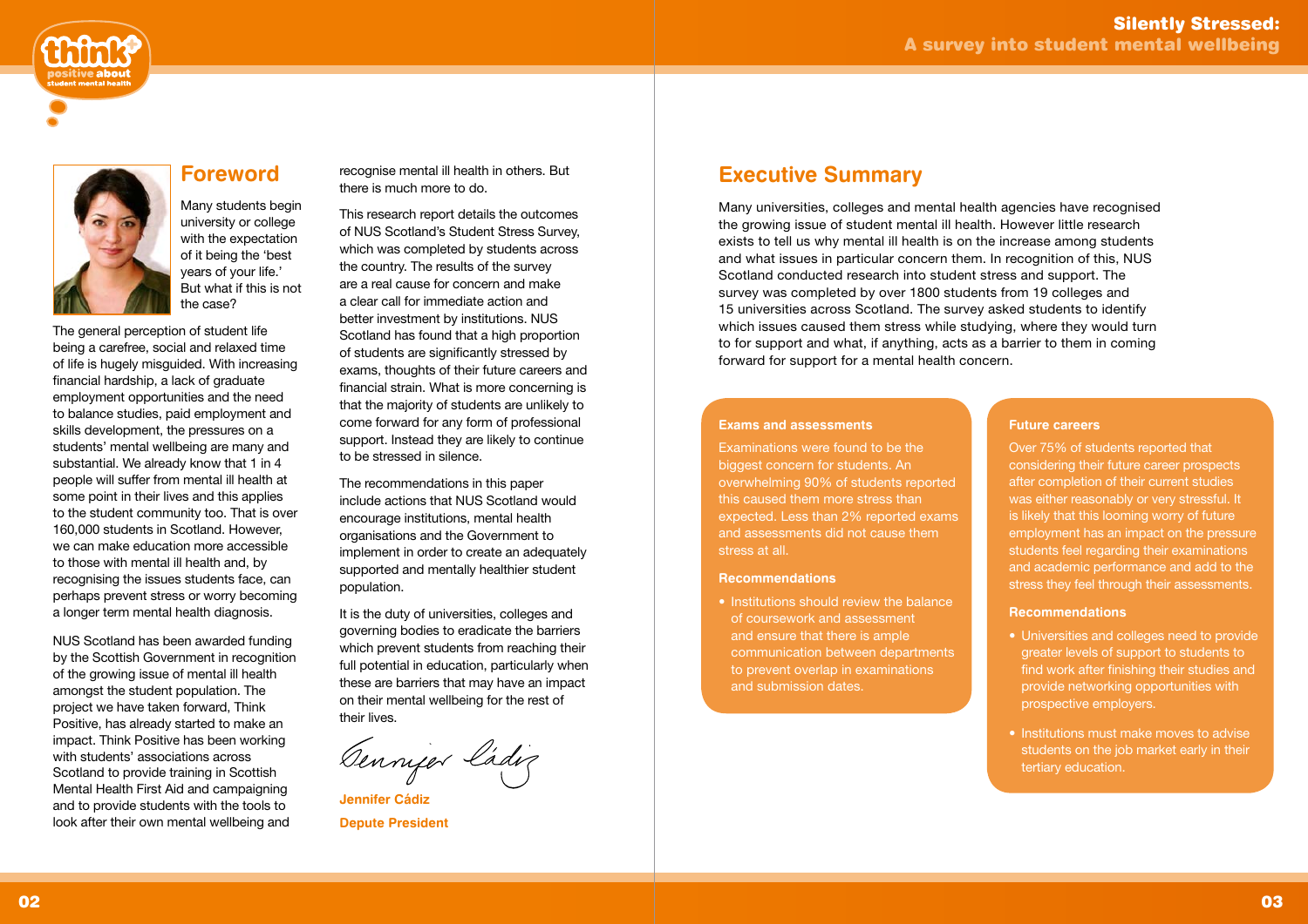## Foreword

Many students begin university or college with the expectation of it being the 'best years of your life.' But what if this is not the case?

The general perception of student life being a carefree, social and relaxed time of life is hugely misguided. With increasing financial hardship, a lack of graduate employment opportunities and the need to balance studies, paid employment and skills development, the pressures on a students' mental wellbeing are many and substantial. We already know that 1 in 4 people will suffer from mental ill health at some point in their lives and this applies to the student community too. That is over 160,000 students in Scotland. However, we can make education more accessible to those with mental ill health and, by recognising the issues students face, can perhaps prevent stress or worry becoming a longer term mental health diagnosis.

NUS Scotland has been awarded funding by the Scottish Government in recognition of the growing issue of mental ill health amongst the student population. The project we have taken forward, Think Positive, has already started to make an impact. Think Positive has been working with students' associations across Scotland to provide training in Scottish Mental Health First Aid and campaigning and to provide students with the tools to look after their own mental wellbeing and recognise mental ill health in others. But there is much more to do.

This research report details the outcomes of NUS Scotland's Student Stress Survey, which was completed by students across the country. The results of the survey are a real cause for concern and make a clear call for immediate action and better investment by institutions. NUS Scotland has found that a high proportion of students are significantly stressed by exams, thoughts of their future careers and financial strain. What is more concerning is that the majority of students are unlikely to come forward for any form of professional support. Instead they are likely to continue to be stressed in silence.

The recommendations in this paper include actions that NUS Scotland would encourage institutions, mental health organisations and the Government to implement in order to create an adequately supported and mentally healthier student population.

It is the duty of universities, colleges and governing bodies to eradicate the barriers which prevent students from reaching their full potential in education, particularly when these are barriers that may have an impact on their mental wellbeing for the rest of their lives.

**Jennifer Cádiz**
**Depute President**

## Executive Summary

Many universities, colleges and mental health agencies have recognised the growing issue of student mental ill health. However little research exists to tell us why mental ill health is on the increase among students and what issues in particular concern them. In recognition of this, NUS Scotland conducted research into student stress and support. The survey was completed by over 1800 students from 19 colleges and 15 universities across Scotland. The survey asked students to identify which issues caused them stress while studying, where they would turn to for support and what, if anything, acts as a barrier to them in coming forward for support for a mental health concern.

### Exams and assessments

Examinations were found to be the biggest concern for students. An overwhelming 90% of students reported this caused them more stress than expected. Less than 2% reported exams and assessments did not cause them stress at all.

#### Recommendations

- Institutions should review the balance of coursework and assessment and ensure that there is ample communication between departments to prevent overlap in examinations and submission dates.

### Future careers

Over 75% of students reported that considering their future career prospects after completion of their current studies was either reasonably or very stressful. It is likely that this looming worry of future employment has an impact on the pressure students feel regarding their examinations and academic performance and add to the stress they feel through their assessments.

#### Recommendations

- Universities and colleges need to provide greater levels of support to students to find work after finishing their studies and provide networking opportunities with prospective employers.
- Institutions must make moves to advise students on the job market early in their tertiary education.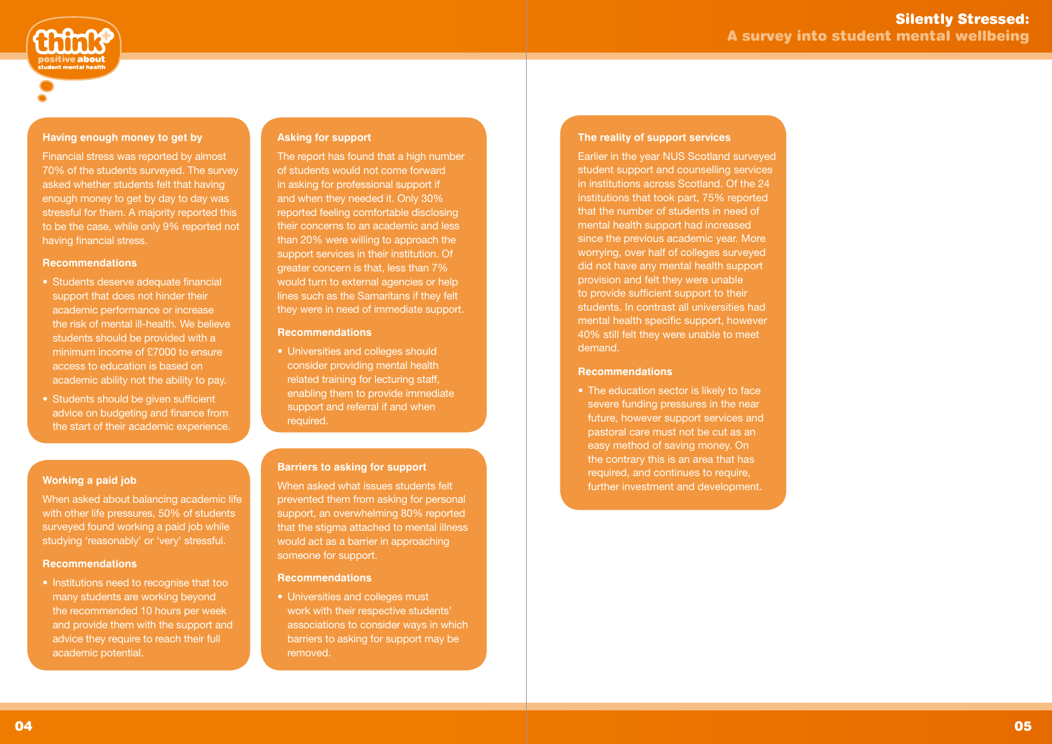## Having enough money to get by

Financial stress was reported by almost 70% of the students surveyed. The survey asked whether students felt that having enough money to get by day to day was stressful for them. A majority reported this to be the case, while only 9% reported not having financial stress.

### Recommendations

- Students deserve adequate financial support that does not hinder their academic performance or increase the risk of mental ill-health. We believe students should be provided with a minimum income of £7000 to ensure access to education is based on academic ability not the ability to pay.
- Students should be given sufficient advice on budgeting and finance from the start of their academic experience.

## Working a paid job

When asked about balancing academic life with other life pressures, 50% of students surveyed found working a paid job while studying 'reasonably' or 'very' stressful.

### Recommendations

- Institutions need to recognise that too many students are working beyond the recommended 10 hours per week and provide them with the support and advice they require to reach their full academic potential.

## Asking for support

The report has found that a high number of students would not come forward in asking for professional support if and when they needed it. Only 30% reported feeling comfortable disclosing their concerns to an academic and less than 20% were willing to approach the support services in their institution. Of greater concern is that, less than 7% would turn to external agencies or help lines such as the Samaritans if they felt they were in need of immediate support.

### Recommendations

- Universities and colleges should consider providing mental health related training for lecturing staff, enabling them to provide immediate support and referral if and when required.

## Barriers to asking for support

When asked what issues students felt prevented them from asking for personal support, an overwhelming 80% reported that the stigma attached to mental illness would act as a barrier in approaching someone for support.

### Recommendations

- Universities and colleges must work with their respective students' associations to consider ways in which barriers to asking for support may be removed.

## The reality of support services

Earlier in the year NUS Scotland surveyed student support and counselling services in institutions across Scotland. Of the 24 institutions that took part, 75% reported that the number of students in need of mental health support had increased since the previous academic year. More worrying, over half of colleges surveyed did not have any mental health support provision and felt they were unable to provide sufficient support to their students. In contrast all universities had mental health specific support, however 40% still felt they were unable to meet demand.

### Recommendations

- The education sector is likely to face severe funding pressures in the near future, however support services and pastoral care must not be cut as an easy method of saving money. On the contrary this is an area that has required, and continues to require, further investment and development.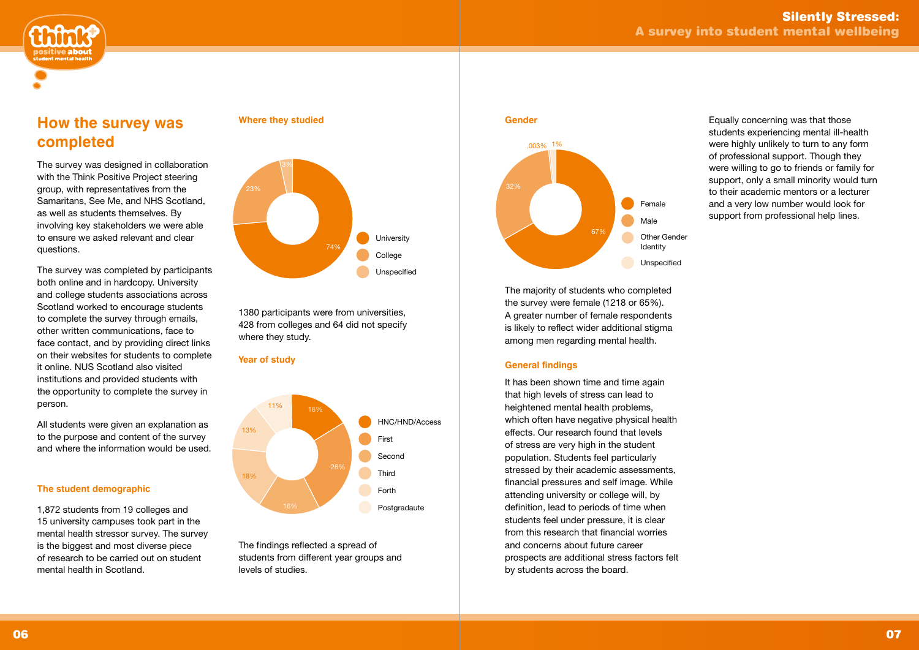## How the survey was completed

The survey was designed in collaboration with the Think Positive Project steering group, with representatives from the Samaritans, See Me, and NHS Scotland, as well as students themselves. By involving key stakeholders we were able to ensure we asked relevant and clear questions.

The survey was completed by participants both online and in hardcopy. University and college students associations across Scotland worked to encourage students to complete the survey through emails, other written communications, face to face contact, and by providing direct links on their websites for students to complete it online. NUS Scotland also visited institutions and provided students with the opportunity to complete the survey in person.

All students were given an explanation as to the purpose and content of the survey and where the information would be used.

### The student demographic

1,872 students from 19 colleges and 15 university campuses took part in the mental health stressor survey. The survey is the biggest and most diverse piece of research to be carried out on student mental health in Scotland.

### Where they studied

| Where they studied | % |
|---|---|
| University | 74% |
| College | 23% |
| Unspecified | 3% |

1380 participants were from universities, 428 from colleges and 64 did not specify where they study.

### Year of study

| Year of study | % |
|---|---|
| HNC/HND/Access | 16% |
| First | 26% |
| Second | 16% |
| Third | 18% |
| Forth | 13% |
| Postgradaute | 11% |

The findings reflected a spread of students from different year groups and levels of studies.

### Gender

| Gender | % |
|---|---|
| Female | 67% |
| Male | 32% |
| Other Gender Identity | 1% |
| Unspecified | .003% |

The majority of students who completed the survey were female (1218 or 65%). A greater number of female respondents is likely to reflect wider additional stigma among men regarding mental health.

### General findings

It has been shown time and time again that high levels of stress can lead to heightened mental health problems, which often have negative physical health effects. Our research found that levels of stress are very high in the student population. Students feel particularly stressed by their academic assessments, financial pressures and self image. While attending university or college will, by definition, lead to periods of time when students feel under pressure, it is clear from this research that financial worries and concerns about future career prospects are additional stress factors felt by students across the board.

Equally concerning was that those students experiencing mental ill-health were highly unlikely to turn to any form of professional support. Though they were willing to go to friends or family for support, only a small minority would turn to their academic mentors or a lecturer and a very low number would look for support from professional help lines.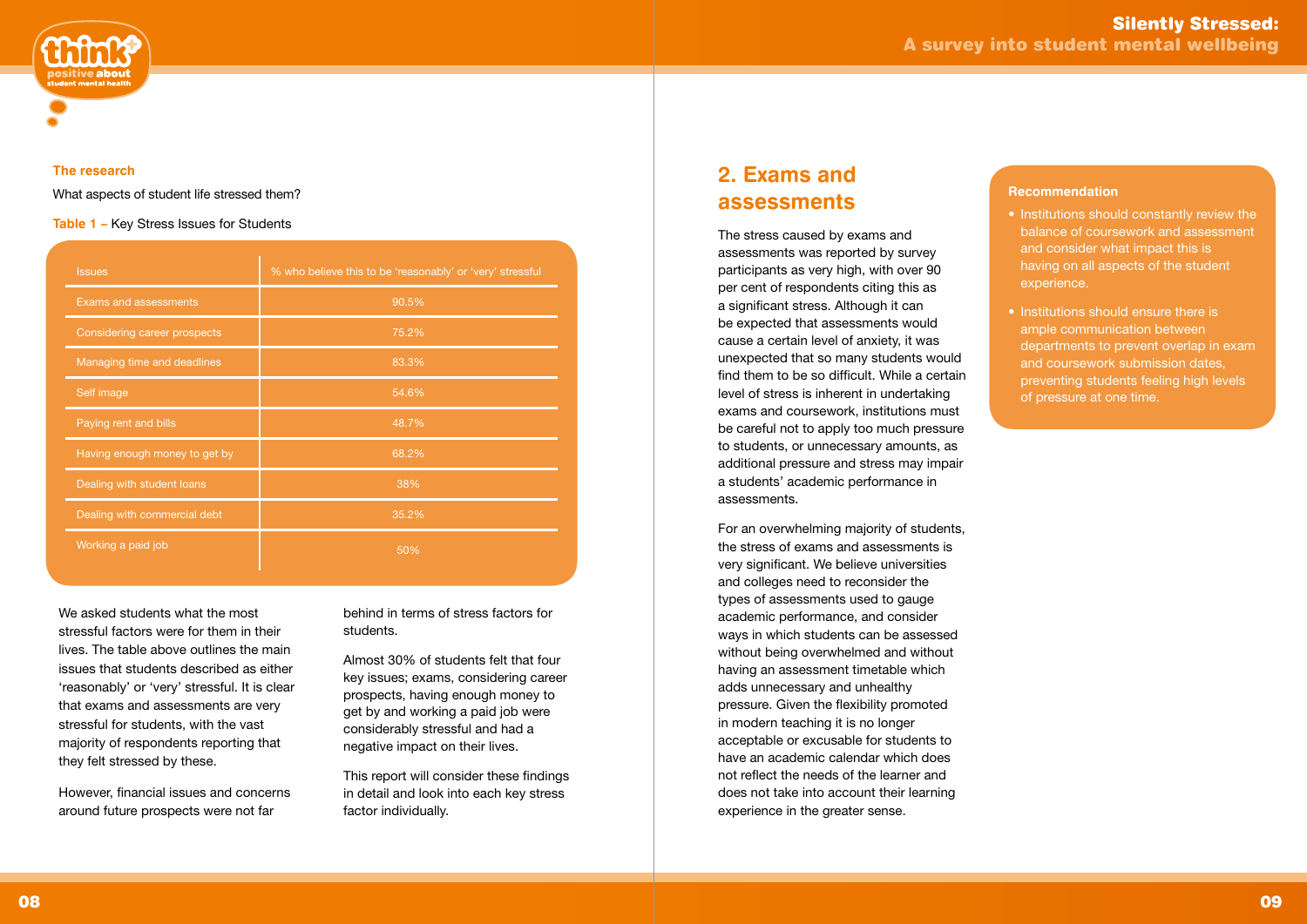### The research

What aspects of student life stressed them?

**Table 1 –** Key Stress Issues for Students

| Issues | % who believe this to be 'reasonably' or 'very' stressful |
|---|---|
| Exams and assessments | 90.5% |
| Considering career prospects | 75.2% |
| Managing time and deadlines | 83.3% |
| Self image | 54.6% |
| Paying rent and bills | 48.7% |
| Having enough money to get by | 68.2% |
| Dealing with student loans | 38% |
| Dealing with commercial debt | 35.2% |
| Working a paid job | 50% |

We asked students what the most stressful factors were for them in their lives. The table above outlines the main issues that students described as either 'reasonably' or 'very' stressful. It is clear that exams and assessments are very stressful for students, with the vast majority of respondents reporting that they felt stressed by these.

However, financial issues and concerns around future prospects were not far behind in terms of stress factors for students.

Almost 30% of students felt that four key issues; exams, considering career prospects, having enough money to get by and working a paid job were considerably stressful and had a negative impact on their lives.

This report will consider these findings in detail and look into each key stress factor individually.

## 2. Exams and assessments

The stress caused by exams and assessments was reported by survey participants as very high, with over 90 per cent of respondents citing this as a significant stress. Although it can be expected that assessments would cause a certain level of anxiety, it was unexpected that so many students would find them to be so difficult. While a certain level of stress is inherent in undertaking exams and coursework, institutions must be careful not to apply too much pressure to students, or unnecessary amounts, as additional pressure and stress may impair a students' academic performance in assessments.

For an overwhelming majority of students, the stress of exams and assessments is very significant. We believe universities and colleges need to reconsider the types of assessments used to gauge academic performance, and consider ways in which students can be assessed without being overwhelmed and without having an assessment timetable which adds unnecessary and unhealthy pressure. Given the flexibility promoted in modern teaching it is no longer acceptable or excusable for students to have an academic calendar which does not reflect the needs of the learner and does not take into account their learning experience in the greater sense.

**Recommendation**

- Institutions should constantly review the balance of coursework and assessment and consider what impact this is having on all aspects of the student experience.
- Institutions should ensure there is ample communication between departments to prevent overlap in exam and coursework submission dates, preventing students feeling high levels of pressure at one time.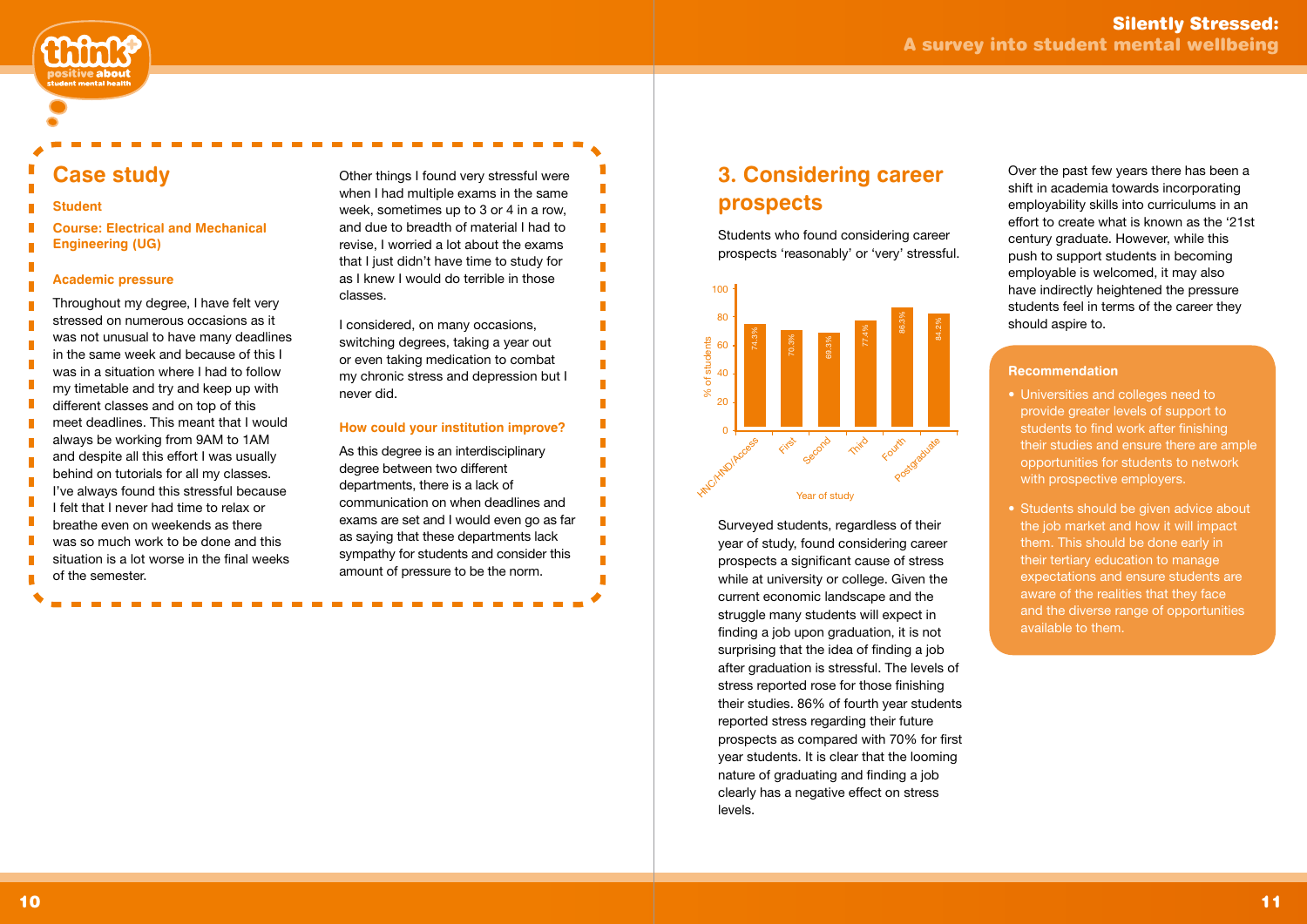## Case study

**Student**

**Course: Electrical and Mechanical Engineering (UG)**

### Academic pressure

Throughout my degree, I have felt very stressed on numerous occasions as it was not unusual to have many deadlines in the same week and because of this I was in a situation where I had to follow my timetable and try and keep up with different classes and on top of this meet deadlines. This meant that I would always be working from 9AM to 1AM and despite all this effort I was usually behind on tutorials for all my classes. I've always found this stressful because I felt that I never had time to relax or breathe even on weekends as there was so much work to be done and this situation is a lot worse in the final weeks of the semester.

Other things I found very stressful were when I had multiple exams in the same week, sometimes up to 3 or 4 in a row, and due to breadth of material I had to revise, I worried a lot about the exams that I just didn't have time to study for as I knew I would do terrible in those classes.

I considered, on many occasions, switching degrees, taking a year out or even taking medication to combat my chronic stress and depression but I never did.

### How could your institution improve?

As this degree is an interdisciplinary degree between two different departments, there is a lack of communication on when deadlines and exams are set and I would even go as far as saying that these departments lack sympathy for students and consider this amount of pressure to be the norm.

## 3. Considering career prospects

Students who found considering career prospects 'reasonably' or 'very' stressful.

| Year of study | % of students |
|---|---|
| HNC/HND/Access | 74.3% |
| First | 70.3% |
| Second | 69.3% |
| Third | 77.4% |
| Fourth | 86.3% |
| Postgraduate | 84.2% |

Surveyed students, regardless of their year of study, found considering career prospects a significant cause of stress while at university or college. Given the current economic landscape and the struggle many students will expect in finding a job upon graduation, it is not surprising that the idea of finding a job after graduation is stressful. The levels of stress reported rose for those finishing their studies. 86% of fourth year students reported stress regarding their future prospects as compared with 70% for first year students. It is clear that the looming nature of graduating and finding a job clearly has a negative effect on stress levels.

Over the past few years there has been a shift in academia towards incorporating employability skills into curriculums in an effort to create what is known as the '21st century graduate. However, while this push to support students in becoming employable is welcomed, it may also have indirectly heightened the pressure students feel in terms of the career they should aspire to.

### Recommendation

- Universities and colleges need to provide greater levels of support to students to find work after finishing their studies and ensure there are ample opportunities for students to network with prospective employers.
- Students should be given advice about the job market and how it will impact them. This should be done early in their tertiary education to manage expectations and ensure students are aware of the realities that they face and the diverse range of opportunities available to them.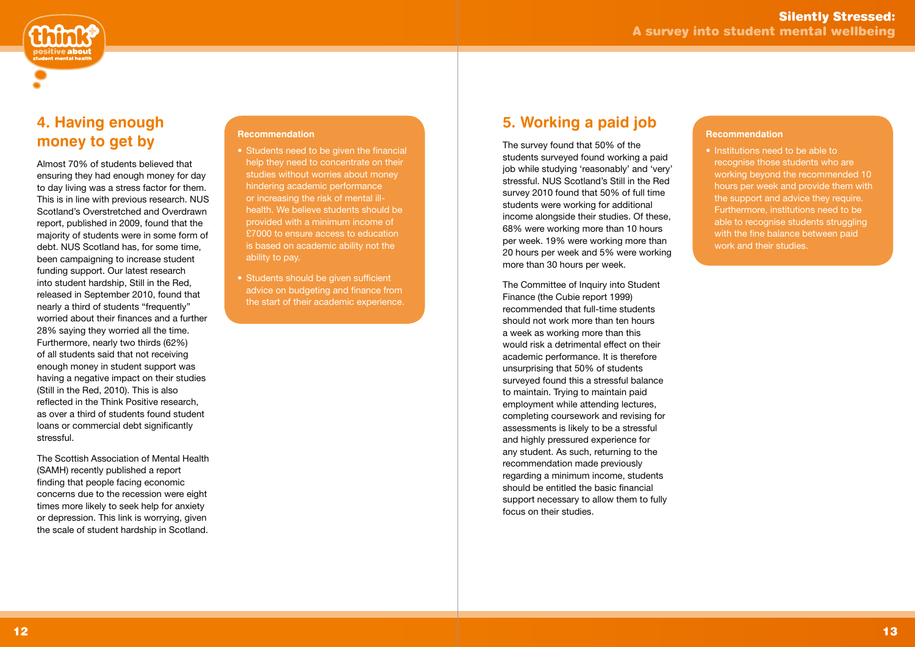## 4. Having enough money to get by

Almost 70% of students believed that ensuring they had enough money for day to day living was a stress factor for them. This is in line with previous research. NUS Scotland's Overstretched and Overdrawn report, published in 2009, found that the majority of students were in some form of debt. NUS Scotland has, for some time, been campaigning to increase student funding support. Our latest research into student hardship, Still in the Red, released in September 2010, found that nearly a third of students "frequently" worried about their finances and a further 28% saying they worried all the time. Furthermore, nearly two thirds (62%) of all students said that not receiving enough money in student support was having a negative impact on their studies (Still in the Red, 2010). This is also reflected in the Think Positive research, as over a third of students found student loans or commercial debt significantly stressful.

The Scottish Association of Mental Health (SAMH) recently published a report finding that people facing economic concerns due to the recession were eight times more likely to seek help for anxiety or depression. This link is worrying, given the scale of student hardship in Scotland.

**Recommendation**

- Students need to be given the financial help they need to concentrate on their studies without worries about money hindering academic performance or increasing the risk of mental ill-health. We believe students should be provided with a minimum income of £7000 to ensure access to education is based on academic ability not the ability to pay.
- Students should be given sufficient advice on budgeting and finance from the start of their academic experience.

## 5. Working a paid job

The survey found that 50% of the students surveyed found working a paid job while studying 'reasonably' and 'very' stressful. NUS Scotland's Still in the Red survey 2010 found that 50% of full time students were working for additional income alongside their studies. Of these, 68% were working more than 10 hours per week. 19% were working more than 20 hours per week and 5% were working more than 30 hours per week.

The Committee of Inquiry into Student Finance (the Cubie report 1999) recommended that full-time students should not work more than ten hours a week as working more than this would risk a detrimental effect on their academic performance. It is therefore unsurprising that 50% of students surveyed found this a stressful balance to maintain. Trying to maintain paid employment while attending lectures, completing coursework and revising for assessments is likely to be a stressful and highly pressured experience for any student. As such, returning to the recommendation made previously regarding a minimum income, students should be entitled the basic financial support necessary to allow them to fully focus on their studies.

**Recommendation**

- Institutions need to be able to recognise those students who are working beyond the recommended 10 hours per week and provide them with the support and advice they require. Furthermore, institutions need to be able to recognise students struggling with the fine balance between paid work and their studies.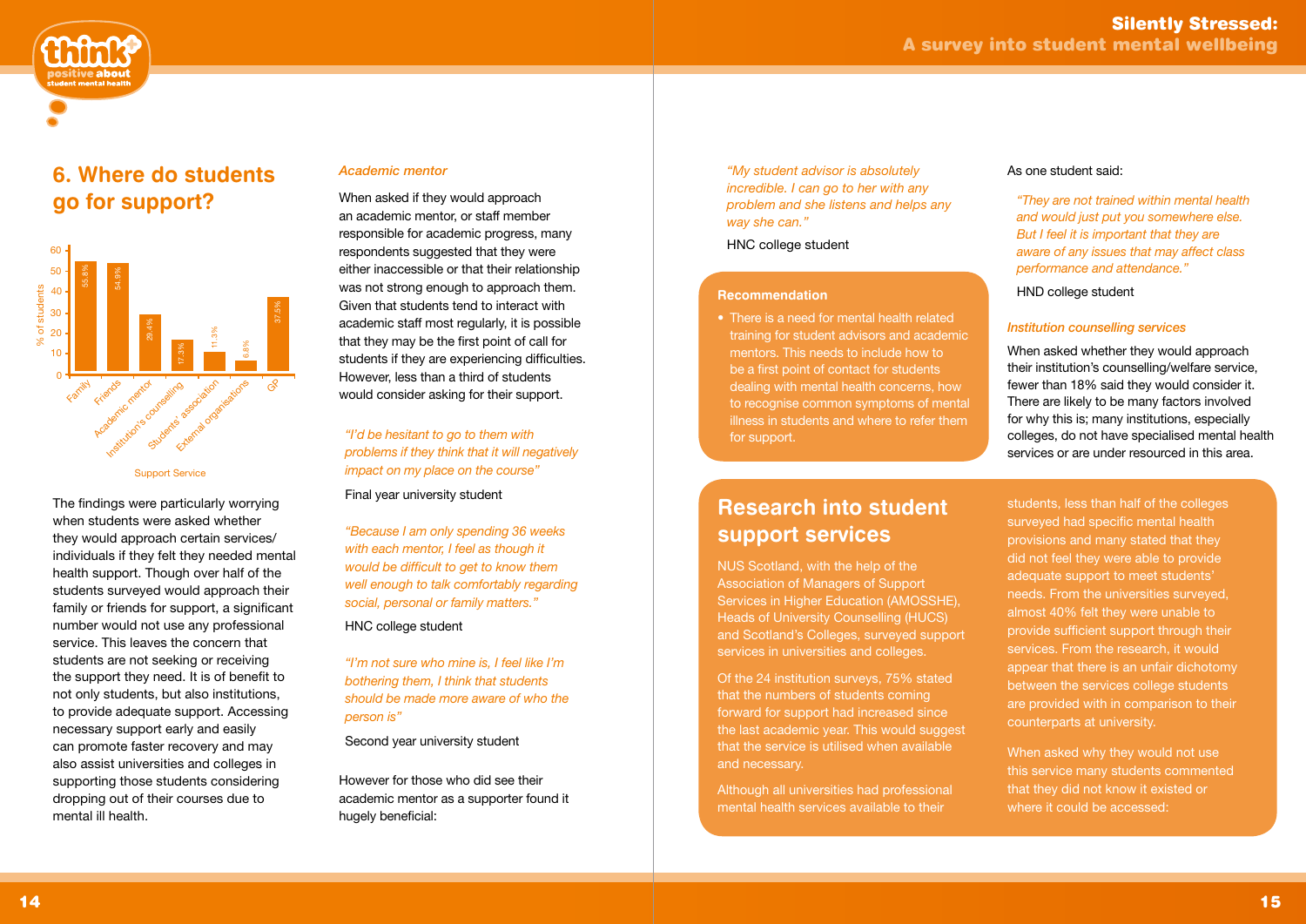## 6. Where do students go for support?

| Support Service | % of students |
|---|---|
| Family | 53.8% |
| Friends | 54.9% |
| Academic mentor | 29.4% |
| Institution's counselling | 17.3% |
| Students' association | 11.3% |
| External organisations | 6.8% |
| GP | 37.5% |

The findings were particularly worrying when students were asked whether they would approach certain services/individuals if they felt they needed mental health support. Though over half of the students surveyed would approach their family or friends for support, a significant number would not use any professional service. This leaves the concern that students are not seeking or receiving the support they need. It is of benefit to not only students, but also institutions, to provide adequate support. Accessing necessary support early and easily can promote faster recovery and may also assist universities and colleges in supporting those students considering dropping out of their courses due to mental ill health.

### *Academic mentor*

When asked if they would approach an academic mentor, or staff member responsible for academic progress, many respondents suggested that they were either inaccessible or that their relationship was not strong enough to approach them. Given that students tend to interact with academic staff most regularly, it is possible that they may be the first point of call for students if they are experiencing difficulties. However, less than a third of students would consider asking for their support.

*"I'd be hesitant to go to them with problems if they think that it will negatively impact on my place on the course"*

Final year university student

*"Because I am only spending 36 weeks with each mentor, I feel as though it would be difficult to get to know them well enough to talk comfortably regarding social, personal or family matters."*

HNC college student

*"I'm not sure who mine is, I feel like I'm bothering them, I think that students should be made more aware of who the person is"*

Second year university student

However for those who did see their academic mentor as a supporter found it hugely beneficial:

*"My student advisor is absolutely incredible. I can go to her with any problem and she listens and helps any way she can."*

HNC college student

**Recommendation**

- There is a need for mental health related training for student advisors and academic mentors. This needs to include how to be a first point of contact for students dealing with mental health concerns, how to recognise common symptoms of mental illness in students and where to refer them for support.

As one student said:

*"They are not trained within mental health and would just put you somewhere else. But I feel it is important that they are aware of any issues that may affect class performance and attendance."*

HND college student

### *Institution counselling services*

When asked whether they would approach their institution's counselling/welfare service, fewer than 18% said they would consider it. There are likely to be many factors involved for why this is; many institutions, especially colleges, do not have specialised mental health services or are under resourced in this area.

## Research into student support services

NUS Scotland, with the help of the Association of Managers of Support Services in Higher Education (AMOSSHE), Heads of University Counselling (HUCS) and Scotland's Colleges, surveyed support services in universities and colleges.

Of the 24 institution surveys, 75% stated that the numbers of students coming forward for support had increased since the last academic year. This would suggest that the service is utilised when available and necessary.

Although all universities had professional mental health services available to their students, less than half of the colleges surveyed had specific mental health provisions and many stated that they did not feel they were able to provide adequate support to meet students' needs. From the universities surveyed, almost 40% felt they were unable to provide sufficient support through their services. From the research, it would appear that there is an unfair dichotomy between the services college students are provided with in comparison to their counterparts at university.

When asked why they would not use this service many students commented that they did not know it existed or where it could be accessed: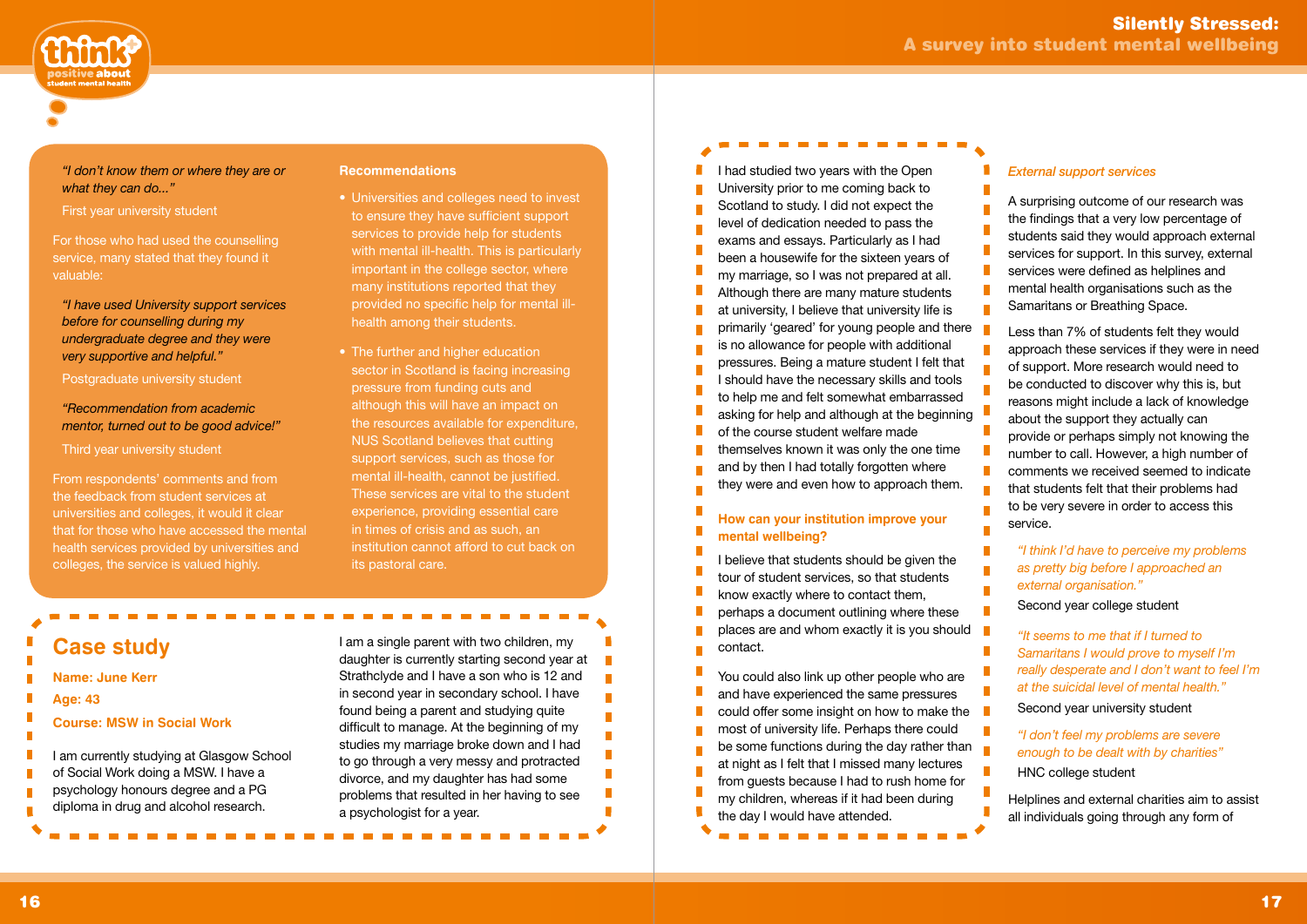*"I don't know them or where they are or what they can do..."*

First year university student

For those who had used the counselling service, many stated that they found it valuable:

*"I have used University support services before for counselling during my undergraduate degree and they were very supportive and helpful."*

Postgraduate university student

*"Recommendation from academic mentor, turned out to be good advice!"*

Third year university student

From respondents' comments and from the feedback from student services at universities and colleges, it would it clear that for those who have accessed the mental health services provided by universities and colleges, the service is valued highly.

**Recommendations**

- Universities and colleges need to invest to ensure they have sufficient support services to provide help for students with mental ill-health. This is particularly important in the college sector, where many institutions reported that they provided no specific help for mental ill-health among their students.
- The further and higher education sector in Scotland is facing increasing pressure from funding cuts and although this will have an impact on the resources available for expenditure, NUS Scotland believes that cutting support services, such as those for mental ill-health, cannot be justified. These services are vital to the student experience, providing essential care in times of crisis and as such, an institution cannot afford to cut back on its pastoral care.

## Case study

**Name: June Kerr**

**Age: 43**

**Course: MSW in Social Work**

I am currently studying at Glasgow School of Social Work doing a MSW. I have a psychology honours degree and a PG diploma in drug and alcohol research.

I am a single parent with two children, my daughter is currently starting second year at Strathclyde and I have a son who is 12 and in second year in secondary school. I have found being a parent and studying quite difficult to manage. At the beginning of my studies my marriage broke down and I had to go through a very messy and protracted divorce, and my daughter has had some problems that resulted in her having to see a psychologist for a year.

I had studied two years with the Open University prior to me coming back to Scotland to study. I did not expect the level of dedication needed to pass the exams and essays. Particularly as I had been a housewife for the sixteen years of my marriage, so I was not prepared at all. Although there are many mature students at university, I believe that university life is primarily 'geared' for young people and there is no allowance for people with additional pressures. Being a mature student I felt that I should have the necessary skills and tools to help me and felt somewhat embarrassed asking for help and although at the beginning of the course student welfare made themselves known it was only the one time and by then I had totally forgotten where they were and even how to approach them.

### How can your institution improve your mental wellbeing?

I believe that students should be given the tour of student services, so that students know exactly where to contact them, perhaps a document outlining where these places are and whom exactly it is you should contact.

You could also link up other people who are and have experienced the same pressures could offer some insight on how to make the most of university life. Perhaps there could be some functions during the day rather than at night as I felt that I missed many lectures from guests because I had to rush home for my children, whereas if it had been during the day I would have attended.

### *External support services*

A surprising outcome of our research was the findings that a very low percentage of students said they would approach external services for support. In this survey, external services were defined as helplines and mental health organisations such as the Samaritans or Breathing Space.

Less than 7% of students felt they would approach these services if they were in need of support. More research would need to be conducted to discover why this is, but reasons might include a lack of knowledge about the support they actually can provide or perhaps simply not knowing the number to call. However, a high number of comments we received seemed to indicate that students felt that their problems had to be very severe in order to access this service.

*"I think I'd have to perceive my problems as pretty big before I approached an external organisation."*

Second year college student

*"It seems to me that if I turned to Samaritans I would prove to myself I'm really desperate and I don't want to feel I'm at the suicidal level of mental health."*

Second year university student

*"I don't feel my problems are severe enough to be dealt with by charities"*

HNC college student

Helplines and external charities aim to assist all individuals going through any form of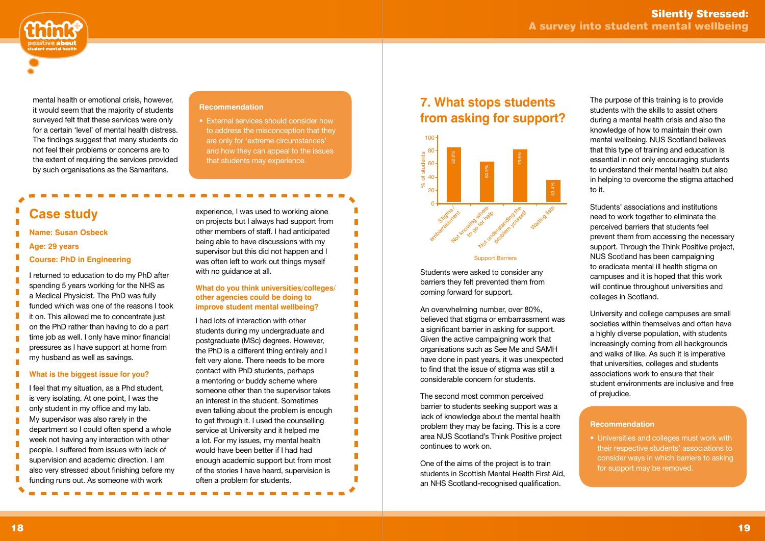mental health or emotional crisis, however, it would seem that the majority of students surveyed felt that these services were only for a certain 'level' of mental health distress. The findings suggest that many students do not feel their problems or concerns are to the extent of requiring the services provided by such organisations as the Samaritans.

**Recommendation**

- External services should consider how to address the misconception that they are only for 'extreme circumstances' and how they can appeal to the issues that students may experience.

## Case study

**Name: Susan Osbeck**

**Age: 29 years**

**Course: PhD in Engineering**

I returned to education to do my PhD after spending 5 years working for the NHS as a Medical Physicist. The PhD was fully funded which was one of the reasons I took it on. This allowed me to concentrate just on the PhD rather than having to do a part time job as well. I only have minor financial pressures as I have support at home from my husband as well as savings.

**What is the biggest issue for you?**

I feel that my situation, as a Phd student, is very isolating. At one point, I was the only student in my office and my lab. My supervisor was also rarely in the department so I could often spend a whole week not having any interaction with other people. I suffered from issues with lack of supervision and academic direction. I am also very stressed about finishing before my funding runs out. As someone with work experience, I was used to working alone on projects but I always had support from other members of staff. I had anticipated being able to have discussions with my supervisor but this did not happen and I was often left to work out things myself with no guidance at all.

**What do you think universities/colleges/other agencies could be doing to improve student mental wellbeing?**

I had lots of interaction with other students during my undergraduate and postgraduate (MSc) degrees. However, the PhD is a different thing entirely and I felt very alone. There needs to be more contact with PhD students, perhaps a mentoring or buddy scheme where someone other than the supervisor takes an interest in the student. Sometimes even talking about the problem is enough to get through it. I used the counselling service at University and it helped me a lot. For my issues, my mental health would have been better if I had had enough academic support but from most of the stories I have heard, supervision is often a problem for students.

## 7. What stops students from asking for support?

| Support Barriers | % of students |
|---|---|
| Stigma / embarrassment | 82.9% |
| Not knowing where to go for help | 60.9% |
| Not understanding the problem yourself | 79.6% |
| Waiting lists | 33.4% |

Students were asked to consider any barriers they felt prevented them from coming forward for support.

An overwhelming number, over 80%, believed that stigma or embarrassment was a significant barrier in asking for support. Given the active campaigning work that organisations such as See Me and SAMH have done in past years, it was unexpected to find that the issue of stigma was still a considerable concern for students.

The second most common perceived barrier to students seeking support was a lack of knowledge about the mental health problem they may be facing. This is a core area NUS Scotland's Think Positive project continues to work on.

One of the aims of the project is to train students in Scottish Mental Health First Aid, an NHS Scotland-recognised qualification. The purpose of this training is to provide students with the skills to assist others during a mental health crisis and also the knowledge of how to maintain their own mental wellbeing. NUS Scotland believes that this type of training and education is essential in not only encouraging students to understand their mental health but also in helping to overcome the stigma attached to it.

Students' associations and institutions need to work together to eliminate the perceived barriers that students feel prevent them from accessing the necessary support. Through the Think Positive project, NUS Scotland has been campaigning to eradicate mental ill health stigma on campuses and it is hoped that this work will continue throughout universities and colleges in Scotland.

University and college campuses are small societies within themselves and often have a highly diverse population, with students increasingly coming from all backgrounds and walks of like. As such it is imperative that universities, colleges and students associations work to ensure that their student environments are inclusive and free of prejudice.

**Recommendation**

- Universities and colleges must work with their respective students' associations to consider ways in which barriers to asking for support may be removed.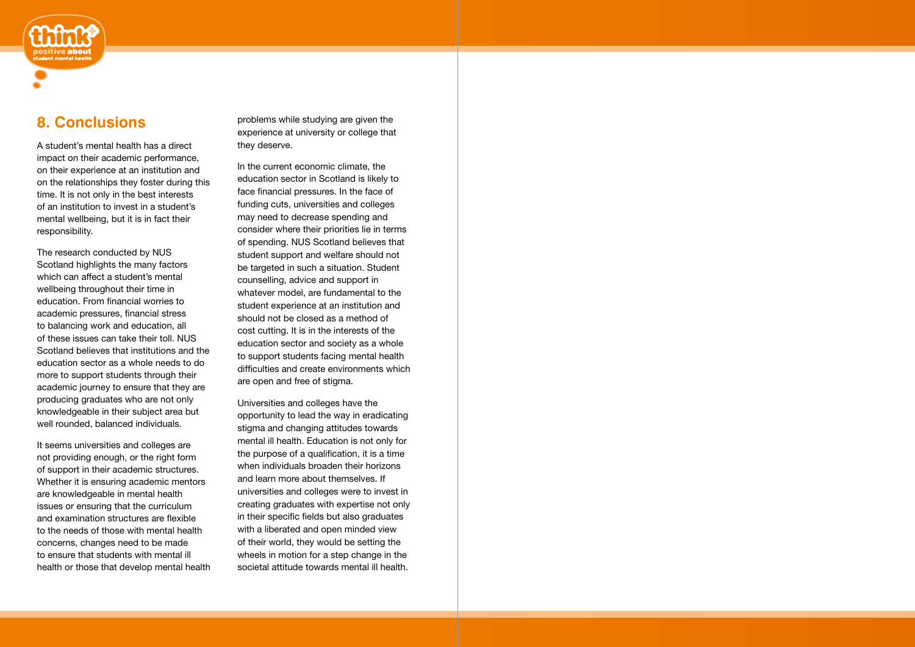## 8. Conclusions

A student's mental health has a direct impact on their academic performance, on their experience at an institution and on the relationships they foster during this time. It is not only in the best interests of an institution to invest in a student's mental wellbeing, but it is in fact their responsibility.

The research conducted by NUS Scotland highlights the many factors which can affect a student's mental wellbeing throughout their time in education. From financial worries to academic pressures, financial stress to balancing work and education, all of these issues can take their toll. NUS Scotland believes that institutions and the education sector as a whole needs to do more to support students through their academic journey to ensure that they are producing graduates who are not only knowledgeable in their subject area but well rounded, balanced individuals.

It seems universities and colleges are not providing enough, or the right form of support in their academic structures. Whether it is ensuring academic mentors are knowledgeable in mental health issues or ensuring that the curriculum and examination structures are flexible to the needs of those with mental health concerns, changes need to be made to ensure that students with mental ill health or those that develop mental health problems while studying are given the experience at university or college that they deserve.

In the current economic climate, the education sector in Scotland is likely to face financial pressures. In the face of funding cuts, universities and colleges may need to decrease spending and consider where their priorities lie in terms of spending. NUS Scotland believes that student support and welfare should not be targeted in such a situation. Student counselling, advice and support in whatever model, are fundamental to the student experience at an institution and should not be closed as a method of cost cutting. It is in the interests of the education sector and society as a whole to support students facing mental health difficulties and create environments which are open and free of stigma.

Universities and colleges have the opportunity to lead the way in eradicating stigma and changing attitudes towards mental ill health. Education is not only for the purpose of a qualification, it is a time when individuals broaden their horizons and learn more about themselves. If universities and colleges were to invest in creating graduates with expertise not only in their specific fields but also graduates with a liberated and open minded view of their world, they would be setting the wheels in motion for a step change in the societal attitude towards mental ill health.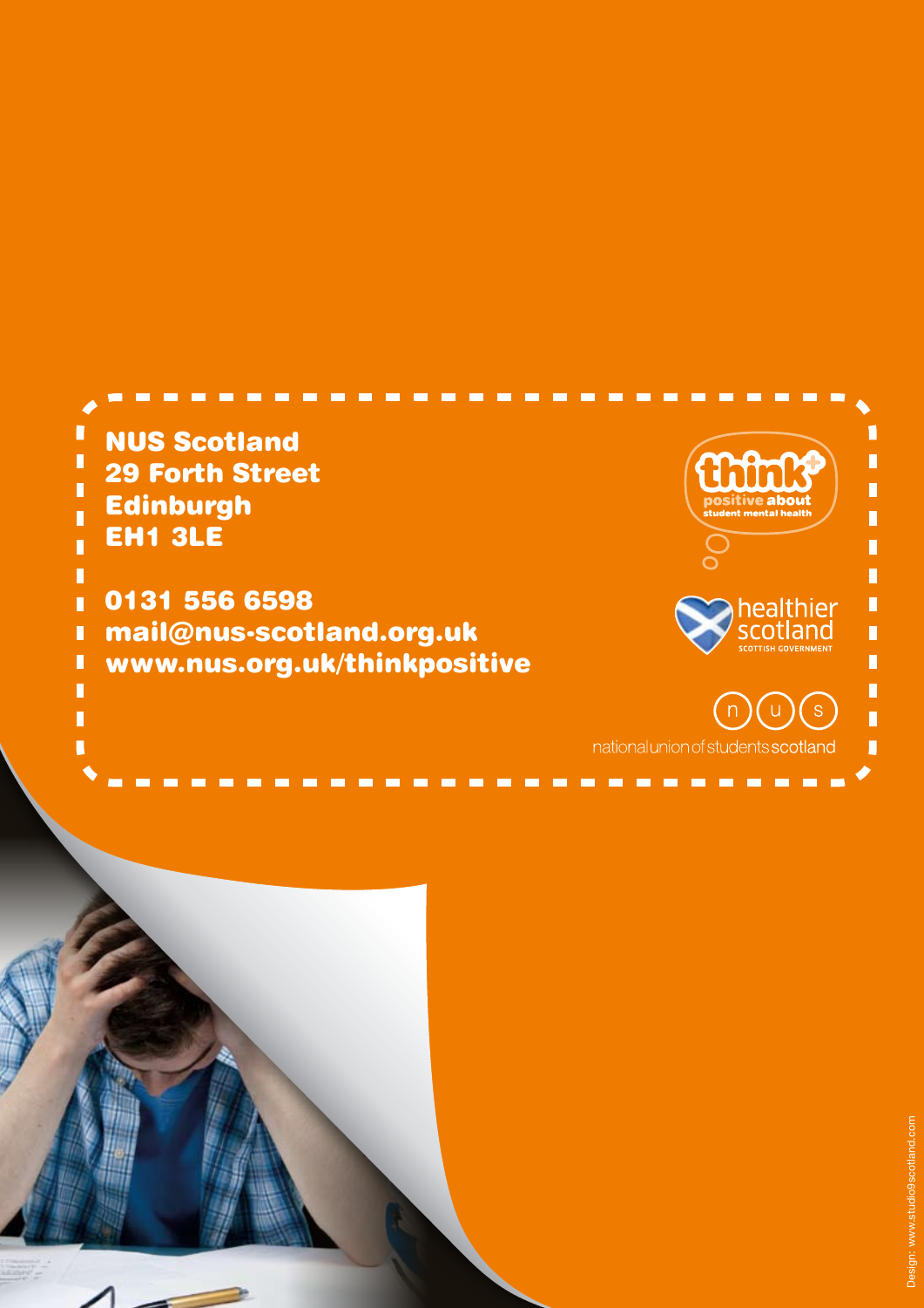**NUS Scotland**
**29 Forth Street**
**Edinburgh**
**EH1 3LE**

**0131 556 6598**
**mail@nus-scotland.org.uk**
**www.nus.org.uk/thinkpositive**

think+ positive about student mental health

healthier scotland
SCOTTISH GOVERNMENT

n u s
nationalunionofstudentsscotland

Design: www.studio9scotland.com